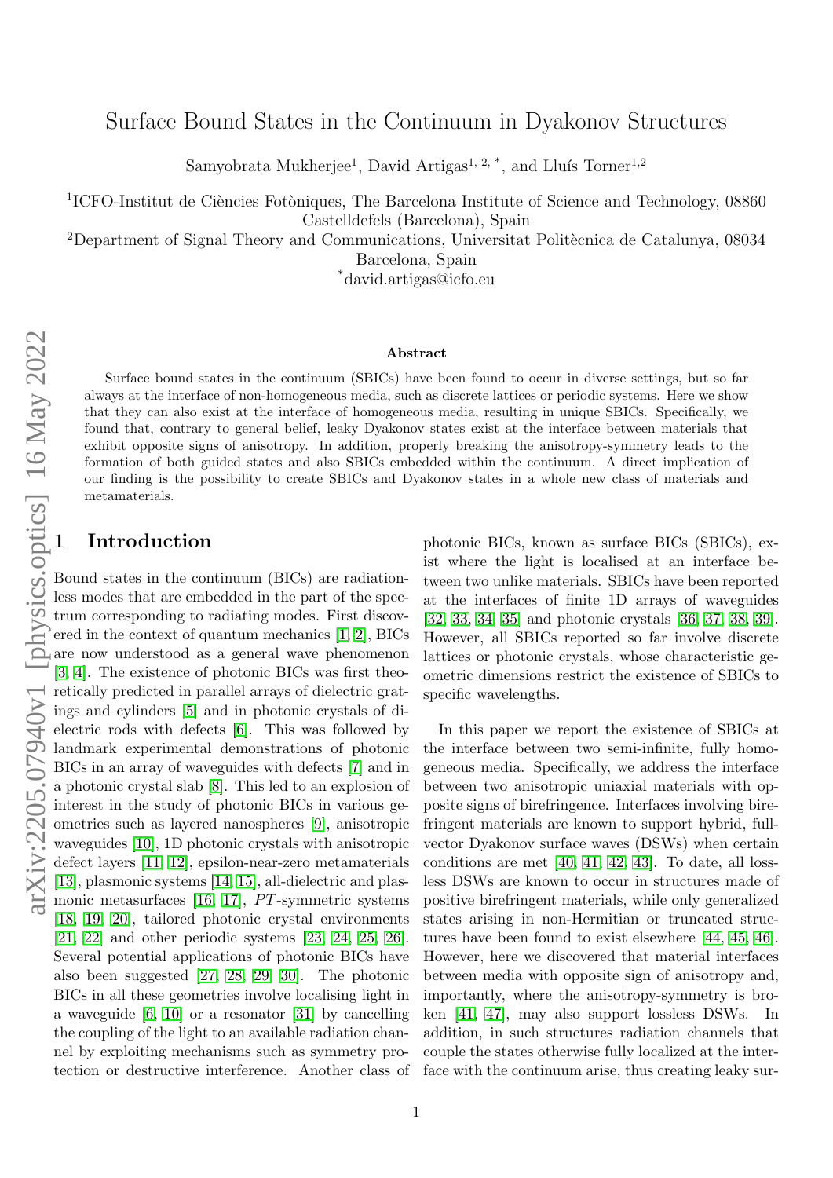# Surface Bound States in the Continuum in Dyakonov Structures

Samyobrata Mukherjee[1], David Artigas[1, 2, *], and Lluís Torner[1,2]

[1]ICFO-Institut de Ciències Fotòniques, The Barcelona Institute of Science and Technology, 08860 Castelldefels (Barcelona), Spain

[2]Department of Signal Theory and Communications, Universitat Politècnica de Catalunya, 08034 Barcelona, Spain

[*]david.artigas@icfo.eu

## Abstract

Surface bound states in the continuum (SBICs) have been found to occur in diverse settings, but so far always at the interface of non-homogeneous media, such as discrete lattices or periodic systems. Here we show that they can also exist at the interface of homogeneous media, resulting in unique SBICs. Specifically, we found that, contrary to general belief, leaky Dyakonov states exist at the interface between materials that exhibit opposite signs of anisotropy. In addition, properly breaking the anisotropy-symmetry leads to the formation of both guided states and also SBICs embedded within the continuum. A direct implication of our finding is the possibility to create SBICs and Dyakonov states in a whole new class of materials and metamaterials.

## 1 Introduction

Bound states in the continuum (BICs) are radiationless modes that are embedded in the part of the spectrum corresponding to radiating modes. First discovered in the context of quantum mechanics [1, 2], BICs are now understood as a general wave phenomenon [3, 4]. The existence of photonic BICs was first theoretically predicted in parallel arrays of dielectric gratings and cylinders [5] and in photonic crystals of dielectric rods with defects [6]. This was followed by landmark experimental demonstrations of photonic BICs in an array of waveguides with defects [7] and in a photonic crystal slab [8]. This led to an explosion of interest in the study of photonic BICs in various geometries such as layered nanospheres [9], anisotropic waveguides [10], 1D photonic crystals with anisotropic defect layers [11, 12], epsilon-near-zero metamaterials [13], plasmonic systems [14, 15], all-dielectric and plasmonic metasurfaces [16, 17], $PT$-symmetric systems [18, 19, 20], tailored photonic crystal environments [21, 22] and other periodic systems [23, 24, 25, 26]. Several potential applications of photonic BICs have also been suggested [27, 28, 29, 30]. The photonic BICs in all these geometries involve localising light in a waveguide [6, 10] or a resonator [31] by cancelling the coupling of the light to an available radiation channel by exploiting mechanisms such as symmetry protection or destructive interference. Another class of photonic BICs, known as surface BICs (SBICs), exist where the light is localised at an interface between two unlike materials. SBICs have been reported at the interfaces of finite 1D arrays of waveguides [32, 33, 34, 35] and photonic crystals [36, 37, 38, 39]. However, all SBICs reported so far involve discrete lattices or photonic crystals, whose characteristic geometric dimensions restrict the existence of SBICs to specific wavelengths.

In this paper we report the existence of SBICs at the interface between two semi-infinite, fully homogeneous media. Specifically, we address the interface between two anisotropic uniaxial materials with opposite signs of birefringence. Interfaces involving birefringent materials are known to support hybrid, full-vector Dyakonov surface waves (DSWs) when certain conditions are met [40, 41, 42, 43]. To date, all lossless DSWs are known to occur in structures made of positive birefringent materials, while only generalized states arising in non-Hermitian or truncated structures have been found to exist elsewhere [44, 45, 46]. However, here we discovered that material interfaces between media with opposite sign of anisotropy and, importantly, where the anisotropy-symmetry is broken [41, 47], may also support lossless DSWs. In addition, in such structures radiation channels that couple the states otherwise fully localized at the interface with the continuum arise, thus creating leaky sur-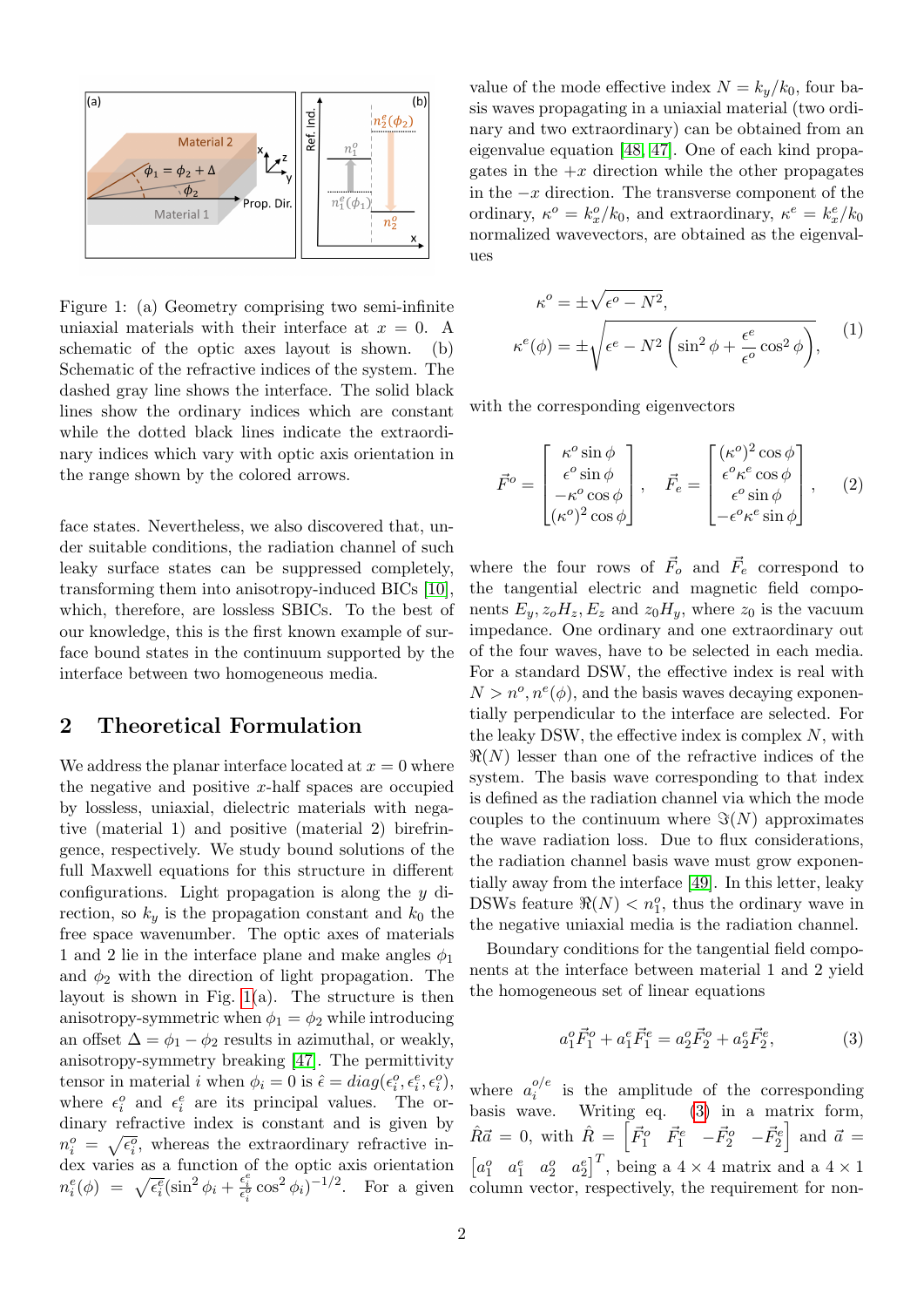Figure 1: (a) Geometry comprising two semi-infinite uniaxial materials with their interface at $x = 0$. A schematic of the optic axes layout is shown. (b) Schematic of the refractive indices of the system. The dashed gray line shows the interface. The solid black lines show the ordinary indices which are constant while the dotted black lines indicate the extraordinary indices which vary with optic axis orientation in the range shown by the colored arrows.

face states. Nevertheless, we also discovered that, under suitable conditions, the radiation channel of such leaky surface states can be suppressed completely, transforming them into anisotropy-induced BICs [10], which, therefore, are lossless SBICs. To the best of our knowledge, this is the first known example of surface bound states in the continuum supported by the interface between two homogeneous media.

## 2 Theoretical Formulation

We address the planar interface located at $x = 0$ where the negative and positive $x$-half spaces are occupied by lossless, uniaxial, dielectric materials with negative (material 1) and positive (material 2) birefringence, respectively. We study bound solutions of the full Maxwell equations for this structure in different configurations. Light propagation is along the $y$ direction, so $k_y$ is the propagation constant and $k_0$ the free space wavenumber. The optic axes of materials 1 and 2 lie in the interface plane and make angles $\phi_1$ and $\phi_2$ with the direction of light propagation. The layout is shown in Fig. 1(a). The structure is then anisotropy-symmetric when $\phi_1 = \phi_2$ while introducing an offset $\Delta = \phi_1 - \phi_2$ results in azimuthal, or weakly, anisotropy-symmetry breaking [47]. The permittivity tensor in material $i$ when $\phi_i = 0$ is $\hat{\epsilon} = diag(\epsilon_i^o, \epsilon_i^e, \epsilon_i^o)$, where $\epsilon_i^o$ and $\epsilon_i^e$ are its principal values. The ordinary refractive index is constant and is given by $n_i^o = \sqrt{\epsilon_i^o}$, whereas the extraordinary refractive index varies as a function of the optic axis orientation $n_i^e(\phi) = \sqrt{\epsilon_i^e}(\sin^2\phi_i + \frac{\epsilon_i^e}{\epsilon_i^o}\cos^2\phi_i)^{-1/2}$. For a given value of the mode effective index $N = k_y/k_0$, four basis waves propagating in a uniaxial material (two ordinary and two extraordinary) can be obtained from an eigenvalue equation [48, 47]. One of each kind propagates in the $+x$ direction while the other propagates in the $-x$ direction. The transverse component of the ordinary, $\kappa^o = k_x^o/k_0$, and extraordinary, $\kappa^e = k_x^e/k_0$ normalized wavevectors, are obtained as the eigenvalues

$$
\begin{aligned}
\kappa^o &= \pm\sqrt{\epsilon^o - N^2}, \\
\kappa^e(\phi) &= \pm\sqrt{\epsilon^e - N^2\left(\sin^2\phi + \frac{\epsilon^e}{\epsilon^o}\cos^2\phi\right)},
\end{aligned} \tag{1}
$$

with the corresponding eigenvectors

$$
\vec{F}^o = \begin{bmatrix} \kappa^o \sin\phi \\ \epsilon^o \sin\phi \\ -\kappa^o \cos\phi \\ (\kappa^o)^2 \cos\phi \end{bmatrix}, \quad \vec{F}_e = \begin{bmatrix} (\kappa^o)^2 \cos\phi \\ \epsilon^o \kappa^e \cos\phi \\ \epsilon^o \sin\phi \\ -\epsilon^o \kappa^e \sin\phi \end{bmatrix}, \tag{2}
$$

where the four rows of $\vec{F}_o$ and $\vec{F}_e$ correspond to the tangential electric and magnetic field components $E_y, z_o H_z, E_z$ and $z_0 H_y$, where $z_0$ is the vacuum impedance. One ordinary and one extraordinary out of the four waves, have to be selected in each media. For a standard DSW, the effective index is real with $N > n^o, n^e(\phi)$, and the basis waves decaying exponentially perpendicular to the interface are selected. For the leaky DSW, the effective index is complex $N$, with $\Re(N)$ lesser than one of the refractive indices of the system. The basis wave corresponding to that index is defined as the radiation channel via which the mode couples to the continuum where $\Im(N)$ approximates the wave radiation loss. Due to flux considerations, the radiation channel basis wave must grow exponentially away from the interface [49]. In this letter, leaky DSWs feature $\Re(N) < n_1^o$, thus the ordinary wave in the negative uniaxial media is the radiation channel.

Boundary conditions for the tangential field components at the interface between material 1 and 2 yield the homogeneous set of linear equations

$$
a_1^o \vec{F}_1^o + a_1^e \vec{F}_1^e = a_2^o \vec{F}_2^o + a_2^e \vec{F}_2^e, \tag{3}
$$

where $a_i^{o/e}$ is the amplitude of the corresponding basis wave. Writing eq. (3) in a matrix form, $\hat{R}\vec{a} = 0$, with $\hat{R} = \begin{bmatrix} \vec{F}_1^o & \vec{F}_1^e & -\vec{F}_2^o & -\vec{F}_2^e \end{bmatrix}$ and $\vec{a} = \begin{bmatrix} a_1^o & a_1^e & a_2^o & a_2^e \end{bmatrix}^T$, being a $4 \times 4$ matrix and a $4 \times 1$ column vector, respectively, the requirement for non-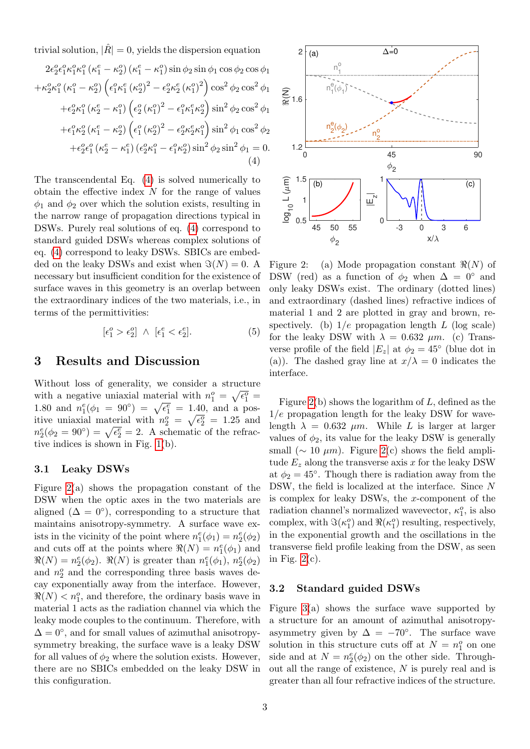trivial solution, $|\hat{R}| = 0$, yields the dispersion equation

$$
\begin{aligned}
&2\epsilon_2^o\epsilon_1^o\kappa_1^o\kappa_1^o\left(\kappa_1^e-\kappa_2^o\right)\left(\kappa_1^e-\kappa_1^o\right)\sin\phi_2\sin\phi_1\cos\phi_2\cos\phi_1\\
&+\kappa_2^o\kappa_1^o\left(\kappa_1^o-\kappa_2^o\right)\left(\epsilon_1^o\kappa_1^e\left(\kappa_2^o\right)^2-\epsilon_2^o\kappa_2^e\left(\kappa_1^o\right)^2\right)\cos^2\phi_2\cos^2\phi_1\\
&+\epsilon_2^o\kappa_1^o\left(\kappa_2^e-\kappa_1^o\right)\left(\epsilon_2^o\left(\kappa_1^o\right)^2-\epsilon_1^o\kappa_1^e\kappa_2^o\right)\sin^2\phi_2\cos^2\phi_1\\
&+\epsilon_1^o\kappa_2^o\left(\kappa_1^e-\kappa_2^o\right)\left(\epsilon_1^o\left(\kappa_2^o\right)^2-\epsilon_2^o\kappa_2^e\kappa_1^o\right)\sin^2\phi_1\cos^2\phi_2\\
&+\epsilon_2^o\epsilon_1^o\left(\kappa_2^e-\kappa_1^e\right)\left(\epsilon_2^o\kappa_1^o-\epsilon_1^o\kappa_2^o\right)\sin^2\phi_2\sin^2\phi_1=0.
\end{aligned}
\tag{4}
$$

The transcendental Eq. (4) is solved numerically to obtain the effective index $N$ for the range of values $\phi_1$ and $\phi_2$ over which the solution exists, resulting in the narrow range of propagation directions typical in DSWs. Purely real solutions of eq. (4) correspond to standard guided DSWs whereas complex solutions of eq. (4) correspond to leaky DSWs. SBICs are embedded on the leaky DSWs and exist when $\Im(N) = 0$. A necessary but insufficient condition for the existence of surface waves in this geometry is an overlap between the extraordinary indices of the two materials, i.e., in terms of the permittivities:

$$
[\epsilon_1^o > \epsilon_2^o] \ \wedge \ [\epsilon_1^e < \epsilon_2^e]. \tag{5}
$$

## 3 Results and Discussion

Without loss of generality, we consider a structure with a negative uniaxial material with $n_1^o = \sqrt{\epsilon_1^o} = 1.80$ and $n_1^e(\phi_1 = 90^\circ) = \sqrt{\epsilon_1^e} = 1.40$, and a positive uniaxial material with $n_2^o = \sqrt{\epsilon_2^o} = 1.25$ and $n_2^e(\phi_2 = 90^\circ) = \sqrt{\epsilon_2^e} = 2$. A schematic of the refractive indices is shown in Fig. 1(b).

### 3.1 Leaky DSWs

Figure 2(a) shows the propagation constant of the DSW when the optic axes in the two materials are aligned ($\Delta = 0^\circ$), corresponding to a structure that maintains anisotropy-symmetry. A surface wave exists in the vicinity of the point where $n_1^e(\phi_1) = n_2^e(\phi_2)$ and cuts off at the points where $\Re(N) = n_1^e(\phi_1)$ and $\Re(N) = n_2^e(\phi_2)$. $\Re(N)$ is greater than $n_1^e(\phi_1)$, $n_2^e(\phi_2)$ and $n_2^o$ and the corresponding three basis waves decay exponentially away from the interface. However, $\Re(N) < n_1^o$, and therefore, the ordinary basis wave in material 1 acts as the radiation channel via which the leaky mode couples to the continuum. Therefore, with $\Delta = 0^\circ$, and for small values of azimuthal anisotropy-symmetry breaking, the surface wave is a leaky DSW for all values of $\phi_2$ where the solution exists. However, there are no SBICs embedded on the leaky DSW in this configuration.

Figure 2: (a) Mode propagation constant $\Re(N)$ of DSW (red) as a function of $\phi_2$ when $\Delta = 0^\circ$ and only leaky DSWs exist. The ordinary (dotted lines) and extraordinary (dashed lines) refractive indices of material 1 and 2 are plotted in gray and brown, respectively. (b) $1/e$ propagation length $L$ (log scale) for the leaky DSW with $\lambda = 0.632$ $\mu m$. (c) Transverse profile of the field $|E_z|$ at $\phi_2 = 45^\circ$ (blue dot in (a)). The dashed gray line at $x/\lambda = 0$ indicates the interface.

Figure 2(b) shows the logarithm of $L$, defined as the $1/e$ propagation length for the leaky DSW for wavelength $\lambda = 0.632$ $\mu m$. While $L$ is larger at larger values of $\phi_2$, its value for the leaky DSW is generally small ($\sim 10$ $\mu m$). Figure 2(c) shows the field amplitude $E_z$ along the transverse axis $x$ for the leaky DSW at $\phi_2 = 45^\circ$. Though there is radiation away from the DSW, the field is localized at the interface. Since $N$ is complex for leaky DSWs, the $x$-component of the radiation channel's normalized wavevector, $\kappa_1^o$, is also complex, with $\Im(\kappa_1^o)$ and $\Re(\kappa_1^o)$ resulting, respectively, in the exponential growth and the oscillations in the transverse field profile leaking from the DSW, as seen in Fig. 2(c).

### 3.2 Standard guided DSWs

Figure 3(a) shows the surface wave supported by a structure for an amount of azimuthal anisotropy-asymmetry given by $\Delta = -70^\circ$. The surface wave solution in this structure cuts off at $N = n_1^o$ on one side and at $N = n_2^e(\phi_2)$ on the other side. Throughout all the range of existence, $N$ is purely real and is greater than all four refractive indices of the structure.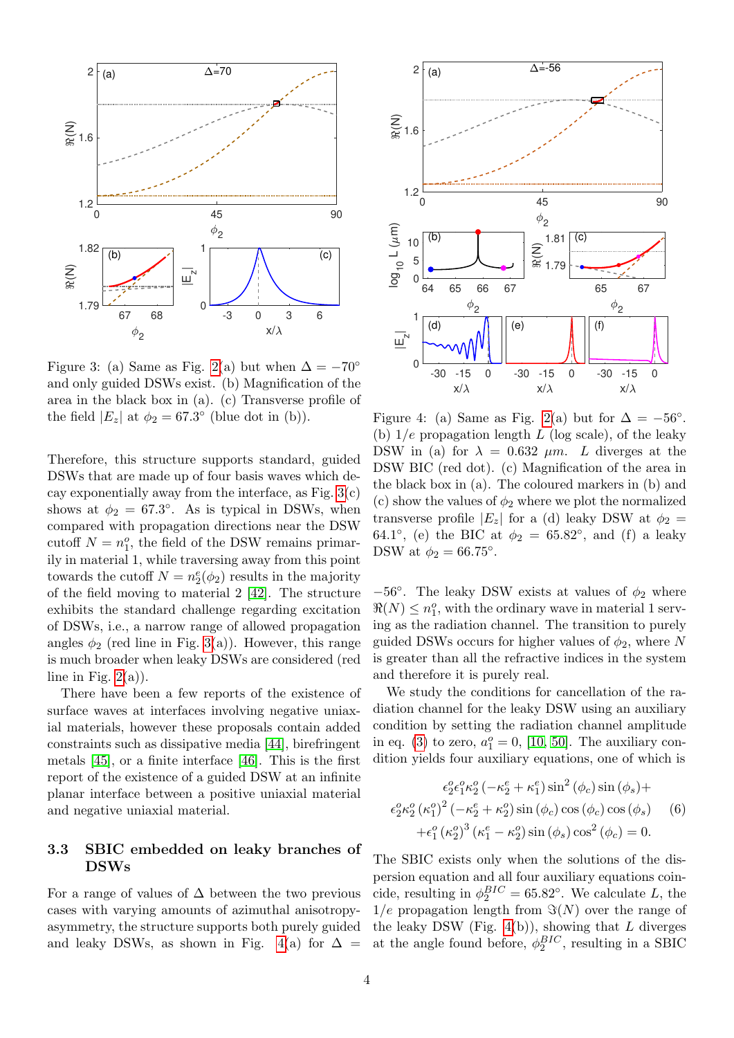Figure 3: (a) Same as Fig. 2(a) but when $\Delta = -70°$ and only guided DSWs exist. (b) Magnification of the area in the black box in (a). (c) Transverse profile of the field $|E_z|$ at $\phi_2 = 67.3°$ (blue dot in (b)).

Therefore, this structure supports standard, guided DSWs that are made up of four basis waves which decay exponentially away from the interface, as Fig. 3(c) shows at $\phi_2 = 67.3°$. As is typical in DSWs, when compared with propagation directions near the DSW cutoff $N = n_1^o$, the field of the DSW remains primarily in material 1, while traversing away from this point towards the cutoff $N = n_2^e(\phi_2)$ results in the majority of the field moving to material 2 [42]. The structure exhibits the standard challenge regarding excitation of DSWs, i.e., a narrow range of allowed propagation angles $\phi_2$ (red line in Fig. 3(a)). However, this range is much broader when leaky DSWs are considered (red line in Fig. 2(a)).

There have been a few reports of the existence of surface waves at interfaces involving negative uniaxial materials, however these proposals contain added constraints such as dissipative media [44], birefringent metals [45], or a finite interface [46]. This is the first report of the existence of a guided DSW at an infinite planar interface between a positive uniaxial material and negative uniaxial material.

### 3.3 SBIC embedded on leaky branches of DSWs

For a range of values of $\Delta$ between the two previous cases with varying amounts of azimuthal anisotropy-asymmetry, the structure supports both purely guided and leaky DSWs, as shown in Fig. 4(a) for $\Delta = -56°$. The leaky DSW exists at values of $\phi_2$ where $\Re(N) \leq n_1^o$, with the ordinary wave in material 1 serving as the radiation channel. The transition to purely guided DSWs occurs for higher values of $\phi_2$, where $N$ is greater than all the refractive indices in the system and therefore it is purely real.

Figure 4: (a) Same as Fig. 2(a) but for $\Delta = -56°$. (b) $1/e$ propagation length $L$ (log scale), of the leaky DSW in (a) for $\lambda = 0.632$ $\mu m$. $L$ diverges at the DSW BIC (red dot). (c) Magnification of the area in the black box in (a). The coloured markers in (b) and (c) show the values of $\phi_2$ where we plot the normalized transverse profile $|E_z|$ for a (d) leaky DSW at $\phi_2 = 64.1°$, (e) the BIC at $\phi_2 = 65.82°$, and (f) a leaky DSW at $\phi_2 = 66.75°$.

We study the conditions for cancellation of the radiation channel for the leaky DSW using an auxiliary condition by setting the radiation channel amplitude in eq. (3) to zero, $a_1^o = 0$, [10, 50]. The auxiliary condition yields four auxiliary equations, one of which is

$$
\begin{aligned}
&\epsilon_2^o \epsilon_1^o \kappa_2^o \left(-\kappa_2^e + \kappa_1^e\right) \sin^2(\phi_c) \sin(\phi_s) + \\
&\epsilon_2^o \kappa_2^o \left(\kappa_1^o\right)^2 \left(-\kappa_2^e + \kappa_2^o\right) \sin(\phi_c) \cos(\phi_c) \cos(\phi_s) \\
&+ \epsilon_1^o \left(\kappa_2^o\right)^3 \left(\kappa_1^e - \kappa_2^o\right) \sin(\phi_s) \cos^2(\phi_c) = 0.
\end{aligned}
\tag{6}
$$

The SBIC exists only when the solutions of the dispersion equation and all four auxiliary equations coincide, resulting in $\phi_2^{BIC} = 65.82°$. We calculate $L$, the $1/e$ propagation length from $\Im(N)$ over the range of the leaky DSW (Fig. 4(b)), showing that $L$ diverges at the angle found before, $\phi_2^{BIC}$, resulting in a SBIC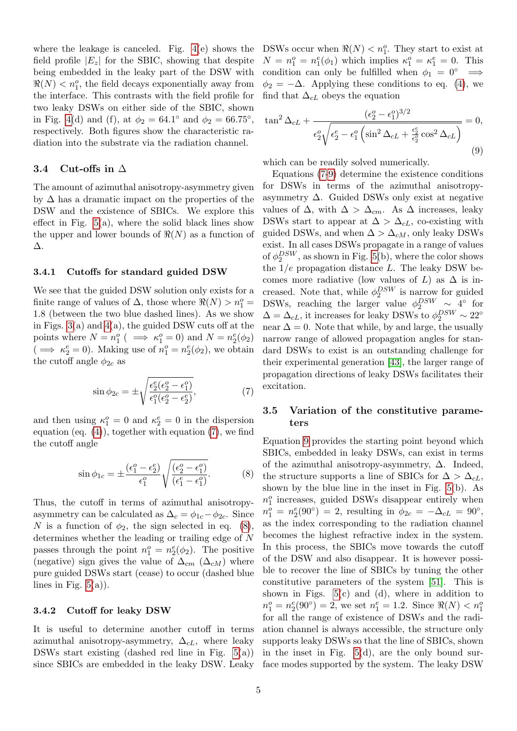where the leakage is canceled. Fig. 4(e) shows the field profile $|E_z|$ for the SBIC, showing that despite being embedded in the leaky part of the DSW with $\Re(N) < n_1^o$, the field decays exponentially away from the interface. This contrasts with the field profile for two leaky DSWs on either side of the SBIC, shown in Fig. 4(d) and (f), at $\phi_2 = 64.1^\circ$ and $\phi_2 = 66.75^\circ$, respectively. Both figures show the characteristic radiation into the substrate via the radiation channel.

## 3.4 Cut-offs in $\Delta$

The amount of azimuthal anisotropy-asymmetry given by $\Delta$ has a dramatic impact on the properties of the DSW and the existence of SBICs. We explore this effect in Fig. 5(a), where the solid black lines show the upper and lower bounds of $\Re(N)$ as a function of $\Delta$.

### 3.4.1 Cutoffs for standard guided DSW

We see that the guided DSW solution only exists for a finite range of values of $\Delta$, those where $\Re(N) > n_1^o = 1.8$ (between the two blue dashed lines). As we show in Figs. 3(a) and 4(a), the guided DSW cuts off at the points where $N = n_1^o$ ($\implies \kappa_1^o = 0$) and $N = n_2^e(\phi_2)$ ($\implies \kappa_2^e = 0$). Making use of $n_1^o = n_2^e(\phi_2)$, we obtain the cutoff angle $\phi_{2c}$ as

$$\sin\phi_{2c} = \pm\sqrt{\frac{\epsilon_2^e(\epsilon_2^o - \epsilon_1^o)}{\epsilon_1^o(\epsilon_2^o - \epsilon_2^e)}}, \tag{7}$$

and then using $\kappa_1^o = 0$ and $\kappa_2^e = 0$ in the dispersion equation (eq. (4)), together with equation (7), we find the cutoff angle

$$\sin\phi_{1c} = \pm\frac{(\epsilon_1^o - \epsilon_2^e)}{\epsilon_1^o}\sqrt{\frac{(\epsilon_2^o - \epsilon_1^o)}{(\epsilon_1^e - \epsilon_1^o)}}. \tag{8}$$

Thus, the cutoff in terms of azimuthal anisotropy-asymmetry can be calculated as $\Delta_c = \phi_{1c} - \phi_{2c}$. Since $N$ is a function of $\phi_2$, the sign selected in eq. (8), determines whether the leading or trailing edge of $N$ passes through the point $n_1^o = n_2^e(\phi_2)$. The positive (negative) sign gives the value of $\Delta_{cm}$ ($\Delta_{cM}$) where pure guided DSWs start (cease) to occur (dashed blue lines in Fig. 5(a)).

### 3.4.2 Cutoff for leaky DSW

It is useful to determine another cutoff in terms azimuthal anisotropy-asymmetry, $\Delta_{cL}$, where leaky DSWs start existing (dashed red line in Fig. 5(a)) since SBICs are embedded in the leaky DSW. Leaky DSWs occur when $\Re(N) < n_1^o$. They start to exist at $N = n_1^o = n_1^e(\phi_1)$ which implies $\kappa_1^o = \kappa_1^e = 0$. This condition can only be fulfilled when $\phi_1 = 0^\circ \implies \phi_2 = -\Delta$. Applying these conditions to eq. (4), we find that $\Delta_{cL}$ obeys the equation

$$\tan^2\Delta_{cL} + \frac{(\epsilon_2^e - \epsilon_1^o)^{3/2}}{\epsilon_2^o\sqrt{\epsilon_2^e - \epsilon_1^o\left(\sin^2\Delta_{cL} + \frac{\epsilon_2^e}{\epsilon_2^o}\cos^2\Delta_{cL}\right)}} = 0, \tag{9}$$

which can be readily solved numerically.

Equations (7-9) determine the existence conditions for DSWs in terms of the azimuthal anisotropy-asymmetry $\Delta$. Guided DSWs only exist at negative values of $\Delta$, with $\Delta > \Delta_{cm}$. As $\Delta$ increases, leaky DSWs start to appear at $\Delta > \Delta_{cL}$, co-existing with guided DSWs, and when $\Delta > \Delta_{cM}$, only leaky DSWs exist. In all cases DSWs propagate in a range of values of $\phi_2^{DSW}$, as shown in Fig. 5(b), where the color shows the $1/e$ propagation distance $L$. The leaky DSW becomes more radiative (low values of $L$) as $\Delta$ is increased. Note that, while $\phi_2^{DSW}$ is narrow for guided DSWs, reaching the larger value $\phi_2^{DSW} \sim 4^\circ$ for $\Delta = \Delta_{cL}$, it increases for leaky DSWs to $\phi_2^{DSW} \sim 22^\circ$ near $\Delta = 0$. Note that while, by and large, the usually narrow range of allowed propagation angles for standard DSWs to exist is an outstanding challenge for their experimental generation [43], the larger range of propagation directions of leaky DSWs facilitates their excitation.

## 3.5 Variation of the constitutive parameters

Equation 9 provides the starting point beyond which SBICs, embedded in leaky DSWs, can exist in terms of the azimuthal anisotropy-asymmetry, $\Delta$. Indeed, the structure supports a line of SBICs for $\Delta > \Delta_{cL}$, shown by the blue line in the inset in Fig. 5(b). As $n_1^o$ increases, guided DSWs disappear entirely when $n_1^o = n_2^e(90^\circ) = 2$, resulting in $\phi_{2c} = -\Delta_{cL} = 90^\circ$, as the index corresponding to the radiation channel becomes the highest refractive index in the system. In this process, the SBICs move towards the cutoff of the DSW and also disappear. It is however possible to recover the line of SBICs by tuning the other constitutive parameters of the system [51]. This is shown in Figs. 5(c) and (d), where in addition to $n_1^o = n_2^e(90^\circ) = 2$, we set $n_1^e = 1.2$. Since $\Re(N) < n_1^o$ for all the range of existence of DSWs and the radiation channel is always accessible, the structure only supports leaky DSWs so that the line of SBICs, shown in the inset in Fig. 5(d), are the only bound surface modes supported by the system. The leaky DSW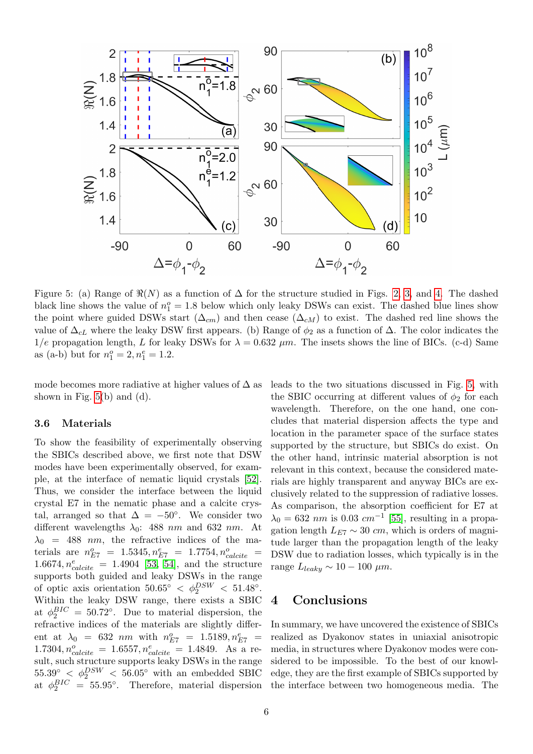Figure 5: (a) Range of $\Re(N)$ as a function of $\Delta$ for the structure studied in Figs. 2, 3, and 4. The dashed black line shows the value of $n_1^o = 1.8$ below which only leaky DSWs can exist. The dashed blue lines show the point where guided DSWs start ($\Delta_{cm}$) and then cease ($\Delta_{cM}$) to exist. The dashed red line shows the value of $\Delta_{cL}$ where the leaky DSW first appears. (b) Range of $\phi_2$ as a function of $\Delta$. The color indicates the $1/e$ propagation length, $L$ for leaky DSWs for $\lambda = 0.632\ \mu m$. The insets shows the line of BICs. (c-d) Same as (a-b) but for $n_1^o = 2, n_1^e = 1.2$.

mode becomes more radiative at higher values of $\Delta$ as shown in Fig. 5(b) and (d).

### 3.6 Materials

To show the feasibility of experimentally observing the SBICs described above, we first note that DSW modes have been experimentally observed, for example, at the interface of nematic liquid crystals [52]. Thus, we consider the interface between the liquid crystal E7 in the nematic phase and a calcite crystal, arranged so that $\Delta = -50°$. We consider two different wavelengths $\lambda_0$: 488 $nm$ and 632 $nm$. At $\lambda_0 = 488\ nm$, the refractive indices of the materials are $n_{E7}^o = 1.5345, n_{E7}^e = 1.7754, n_{calcite}^o = 1.6674, n_{calcite}^e = 1.4904$ [53, 54], and the structure supports both guided and leaky DSWs in the range of optic axis orientation $50.65° < \phi_2^{DSW} < 51.48°$. Within the leaky DSW range, there exists a SBIC at $\phi_2^{BIC} = 50.72°$. Due to material dispersion, the refractive indices of the materials are slightly different at $\lambda_0 = 632\ nm$ with $n_{E7}^o = 1.5189, n_{E7}^e = 1.7304, n_{calcite}^o = 1.6557, n_{calcite}^e = 1.4849$. As a result, such structure supports leaky DSWs in the range $55.39° < \phi_2^{DSW} < 56.05°$ with an embedded SBIC at $\phi_2^{BIC} = 55.95°$. Therefore, material dispersion leads to the two situations discussed in Fig. 5, with the SBIC occurring at different values of $\phi_2$ for each wavelength. Therefore, on the one hand, one concludes that material dispersion affects the type and location in the parameter space of the surface states supported by the structure, but SBICs do exist. On the other hand, intrinsic material absorption is not relevant in this context, because the considered materials are highly transparent and anyway BICs are exclusively related to the suppression of radiative losses. As comparison, the absorption coefficient for E7 at $\lambda_0 = 632\ nm$ is $0.03\ cm^{-1}$ [55], resulting in a propagation length $L_{E7} \sim 30\ cm$, which is orders of magnitude larger than the propagation length of the leaky DSW due to radiation losses, which typically is in the range $L_{leaky} \sim 10 - 100\ \mu m$.

## 4 Conclusions

In summary, we have uncovered the existence of SBICs realized as Dyakonov states in uniaxial anisotropic media, in structures where Dyakonov modes were considered to be impossible. To the best of our knowledge, they are the first example of SBICs supported by the interface between two homogeneous media. The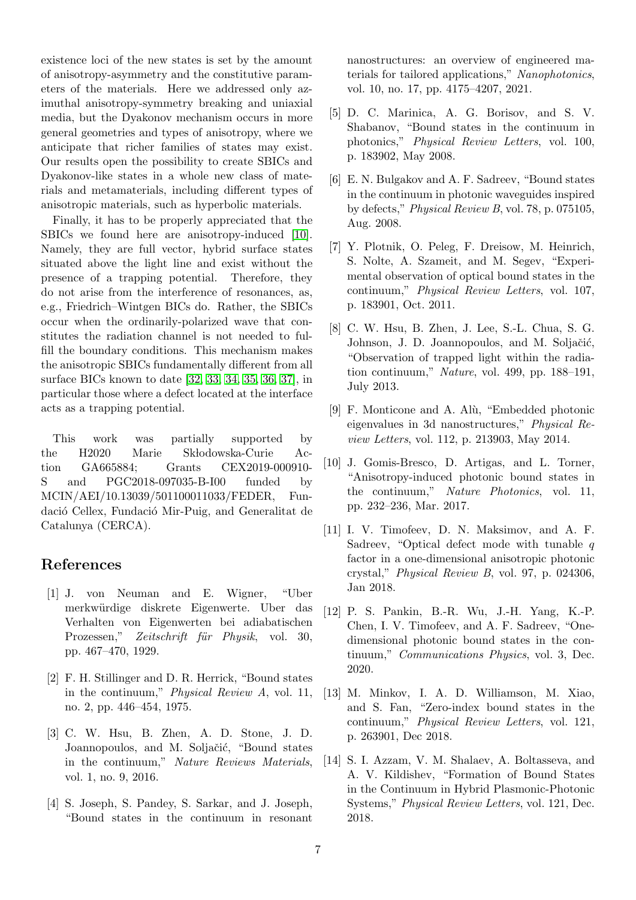existence loci of the new states is set by the amount of anisotropy-asymmetry and the constitutive parameters of the materials. Here we addressed only azimuthal anisotropy-symmetry breaking and uniaxial media, but the Dyakonov mechanism occurs in more general geometries and types of anisotropy, where we anticipate that richer families of states may exist. Our results open the possibility to create SBICs and Dyakonov-like states in a whole new class of materials and metamaterials, including different types of anisotropic materials, such as hyperbolic materials.

Finally, it has to be properly appreciated that the SBICs we found here are anisotropy-induced [10]. Namely, they are full vector, hybrid surface states situated above the light line and exist without the presence of a trapping potential. Therefore, they do not arise from the interference of resonances, as, e.g., Friedrich–Wintgen BICs do. Rather, the SBICs occur when the ordinarily-polarized wave that constitutes the radiation channel is not needed to fulfill the boundary conditions. This mechanism makes the anisotropic SBICs fundamentally different from all surface BICs known to date [32, 33, 34, 35, 36, 37], in particular those where a defect located at the interface acts as a trapping potential.

This work was partially supported by the H2020 Marie Skłodowska-Curie Action GA665884; Grants CEX2019-000910-S and PGC2018-097035-B-I00 funded by MCIN/AEI/10.13039/501100011033/FEDER, Fundació Cellex, Fundació Mir-Puig, and Generalitat de Catalunya (CERCA).

## References

[1] J. von Neuman and E. Wigner, "Uber merkwürdige diskrete Eigenwerte. Uber das Verhalten von Eigenwerten bei adiabatischen Prozessen," *Zeitschrift für Physik*, vol. 30, pp. 467–470, 1929.

[2] F. H. Stillinger and D. R. Herrick, "Bound states in the continuum," *Physical Review A*, vol. 11, no. 2, pp. 446–454, 1975.

[3] C. W. Hsu, B. Zhen, A. D. Stone, J. D. Joannopoulos, and M. Soljačić, "Bound states in the continuum," *Nature Reviews Materials*, vol. 1, no. 9, 2016.

[4] S. Joseph, S. Pandey, S. Sarkar, and J. Joseph, "Bound states in the continuum in resonant nanostructures: an overview of engineered materials for tailored applications," *Nanophotonics*, vol. 10, no. 17, pp. 4175–4207, 2021.

[5] D. C. Marinica, A. G. Borisov, and S. V. Shabanov, "Bound states in the continuum in photonics," *Physical Review Letters*, vol. 100, p. 183902, May 2008.

[6] E. N. Bulgakov and A. F. Sadreev, "Bound states in the continuum in photonic waveguides inspired by defects," *Physical Review B*, vol. 78, p. 075105, Aug. 2008.

[7] Y. Plotnik, O. Peleg, F. Dreisow, M. Heinrich, S. Nolte, A. Szameit, and M. Segev, "Experimental observation of optical bound states in the continuum," *Physical Review Letters*, vol. 107, p. 183901, Oct. 2011.

[8] C. W. Hsu, B. Zhen, J. Lee, S.-L. Chua, S. G. Johnson, J. D. Joannopoulos, and M. Soljačić, "Observation of trapped light within the radiation continuum," *Nature*, vol. 499, pp. 188–191, July 2013.

[9] F. Monticone and A. Alù, "Embedded photonic eigenvalues in 3d nanostructures," *Physical Review Letters*, vol. 112, p. 213903, May 2014.

[10] J. Gomis-Bresco, D. Artigas, and L. Torner, "Anisotropy-induced photonic bound states in the continuum," *Nature Photonics*, vol. 11, pp. 232–236, Mar. 2017.

[11] I. V. Timofeev, D. N. Maksimov, and A. F. Sadreev, "Optical defect mode with tunable $q$ factor in a one-dimensional anisotropic photonic crystal," *Physical Review B*, vol. 97, p. 024306, Jan 2018.

[12] P. S. Pankin, B.-R. Wu, J.-H. Yang, K.-P. Chen, I. V. Timofeev, and A. F. Sadreev, "One-dimensional photonic bound states in the continuum," *Communications Physics*, vol. 3, Dec. 2020.

[13] M. Minkov, I. A. D. Williamson, M. Xiao, and S. Fan, "Zero-index bound states in the continuum," *Physical Review Letters*, vol. 121, p. 263901, Dec 2018.

[14] S. I. Azzam, V. M. Shalaev, A. Boltasseva, and A. V. Kildishev, "Formation of Bound States in the Continuum in Hybrid Plasmonic-Photonic Systems," *Physical Review Letters*, vol. 121, Dec. 2018.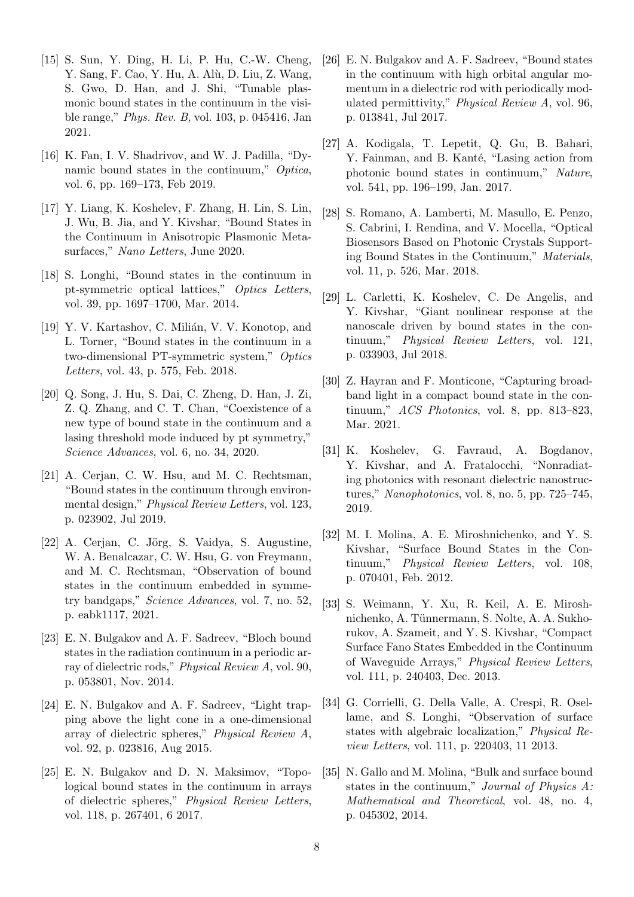[15] S. Sun, Y. Ding, H. Li, P. Hu, C.-W. Cheng, Y. Sang, F. Cao, Y. Hu, A. Alù, D. Liu, Z. Wang, S. Gwo, D. Han, and J. Shi, "Tunable plasmonic bound states in the continuum in the visible range," *Phys. Rev. B*, vol. 103, p. 045416, Jan 2021.

[16] K. Fan, I. V. Shadrivov, and W. J. Padilla, "Dynamic bound states in the continuum," *Optica*, vol. 6, pp. 169–173, Feb 2019.

[17] Y. Liang, K. Koshelev, F. Zhang, H. Lin, S. Lin, J. Wu, B. Jia, and Y. Kivshar, "Bound States in the Continuum in Anisotropic Plasmonic Metasurfaces," *Nano Letters*, June 2020.

[18] S. Longhi, "Bound states in the continuum in pt-symmetric optical lattices," *Optics Letters*, vol. 39, pp. 1697–1700, Mar. 2014.

[19] Y. V. Kartashov, C. Milián, V. V. Konotop, and L. Torner, "Bound states in the continuum in a two-dimensional PT-symmetric system," *Optics Letters*, vol. 43, p. 575, Feb. 2018.

[20] Q. Song, J. Hu, S. Dai, C. Zheng, D. Han, J. Zi, Z. Q. Zhang, and C. T. Chan, "Coexistence of a new type of bound state in the continuum and a lasing threshold mode induced by pt symmetry," *Science Advances*, vol. 6, no. 34, 2020.

[21] A. Cerjan, C. W. Hsu, and M. C. Rechtsman, "Bound states in the continuum through environmental design," *Physical Review Letters*, vol. 123, p. 023902, Jul 2019.

[22] A. Cerjan, C. Jörg, S. Vaidya, S. Augustine, W. A. Benalcazar, C. W. Hsu, G. von Freymann, and M. C. Rechtsman, "Observation of bound states in the continuum embedded in symmetry bandgaps," *Science Advances*, vol. 7, no. 52, p. eabk1117, 2021.

[23] E. N. Bulgakov and A. F. Sadreev, "Bloch bound states in the radiation continuum in a periodic array of dielectric rods," *Physical Review A*, vol. 90, p. 053801, Nov. 2014.

[24] E. N. Bulgakov and A. F. Sadreev, "Light trapping above the light cone in a one-dimensional array of dielectric spheres," *Physical Review A*, vol. 92, p. 023816, Aug 2015.

[25] E. N. Bulgakov and D. N. Maksimov, "Topological bound states in the continuum in arrays of dielectric spheres," *Physical Review Letters*, vol. 118, p. 267401, 6 2017.

[26] E. N. Bulgakov and A. F. Sadreev, "Bound states in the continuum with high orbital angular momentum in a dielectric rod with periodically modulated permittivity," *Physical Review A*, vol. 96, p. 013841, Jul 2017.

[27] A. Kodigala, T. Lepetit, Q. Gu, B. Bahari, Y. Fainman, and B. Kanté, "Lasing action from photonic bound states in continuum," *Nature*, vol. 541, pp. 196–199, Jan. 2017.

[28] S. Romano, A. Lamberti, M. Masullo, E. Penzo, S. Cabrini, I. Rendina, and V. Mocella, "Optical Biosensors Based on Photonic Crystals Supporting Bound States in the Continuum," *Materials*, vol. 11, p. 526, Mar. 2018.

[29] L. Carletti, K. Koshelev, C. De Angelis, and Y. Kivshar, "Giant nonlinear response at the nanoscale driven by bound states in the continuum," *Physical Review Letters*, vol. 121, p. 033903, Jul 2018.

[30] Z. Hayran and F. Monticone, "Capturing broadband light in a compact bound state in the continuum," *ACS Photonics*, vol. 8, pp. 813–823, Mar. 2021.

[31] K. Koshelev, G. Favraud, A. Bogdanov, Y. Kivshar, and A. Fratalocchi, "Nonradiating photonics with resonant dielectric nanostructures," *Nanophotonics*, vol. 8, no. 5, pp. 725–745, 2019.

[32] M. I. Molina, A. E. Miroshnichenko, and Y. S. Kivshar, "Surface Bound States in the Continuum," *Physical Review Letters*, vol. 108, p. 070401, Feb. 2012.

[33] S. Weimann, Y. Xu, R. Keil, A. E. Miroshnichenko, A. Tünnermann, S. Nolte, A. A. Sukhorukov, A. Szameit, and Y. S. Kivshar, "Compact Surface Fano States Embedded in the Continuum of Waveguide Arrays," *Physical Review Letters*, vol. 111, p. 240403, Dec. 2013.

[34] G. Corrielli, G. Della Valle, A. Crespi, R. Osellame, and S. Longhi, "Observation of surface states with algebraic localization," *Physical Review Letters*, vol. 111, p. 220403, 11 2013.

[35] N. Gallo and M. Molina, "Bulk and surface bound states in the continuum," *Journal of Physics A: Mathematical and Theoretical*, vol. 48, no. 4, p. 045302, 2014.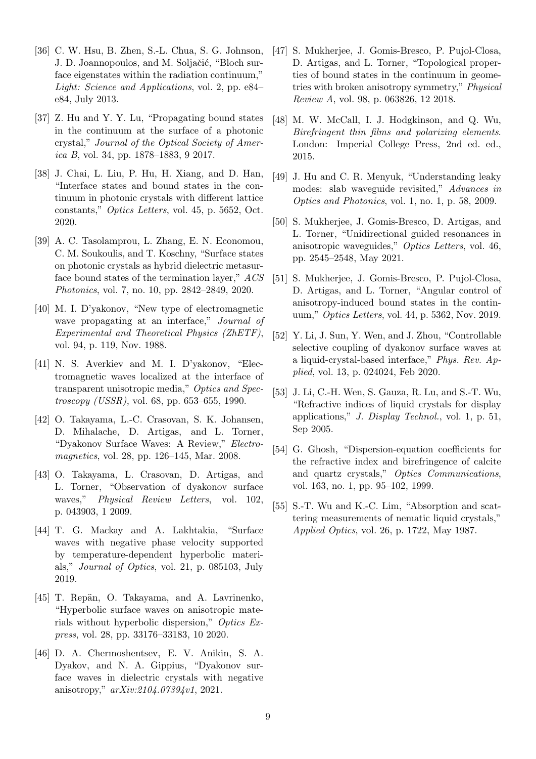[36] C. W. Hsu, B. Zhen, S.-L. Chua, S. G. Johnson, J. D. Joannopoulos, and M. Soljačić, "Bloch surface eigenstates within the radiation continuum," *Light: Science and Applications*, vol. 2, pp. e84–e84, July 2013.

[37] Z. Hu and Y. Y. Lu, "Propagating bound states in the continuum at the surface of a photonic crystal," *Journal of the Optical Society of America B*, vol. 34, pp. 1878–1883, 9 2017.

[38] J. Chai, L. Liu, P. Hu, H. Xiang, and D. Han, "Interface states and bound states in the continuum in photonic crystals with different lattice constants," *Optics Letters*, vol. 45, p. 5652, Oct. 2020.

[39] A. C. Tasolamprou, L. Zhang, E. N. Economou, C. M. Soukoulis, and T. Koschny, "Surface states on photonic crystals as hybrid dielectric metasurface bound states of the termination layer," *ACS Photonics*, vol. 7, no. 10, pp. 2842–2849, 2020.

[40] M. I. D'yakonov, "New type of electromagnetic wave propagating at an interface," *Journal of Experimental and Theoretical Physics (ZhETF)*, vol. 94, p. 119, Nov. 1988.

[41] N. S. Averkiev and M. I. D'yakonov, "Electromagnetic waves localized at the interface of transparent unisotropic media," *Optics and Spectroscopy (USSR)*, vol. 68, pp. 653–655, 1990.

[42] O. Takayama, L.-C. Crasovan, S. K. Johansen, D. Mihalache, D. Artigas, and L. Torner, "Dyakonov Surface Waves: A Review," *Electromagnetics*, vol. 28, pp. 126–145, Mar. 2008.

[43] O. Takayama, L. Crasovan, D. Artigas, and L. Torner, "Observation of dyakonov surface waves," *Physical Review Letters*, vol. 102, p. 043903, 1 2009.

[44] T. G. Mackay and A. Lakhtakia, "Surface waves with negative phase velocity supported by temperature-dependent hyperbolic materials," *Journal of Optics*, vol. 21, p. 085103, July 2019.

[45] T. Repän, O. Takayama, and A. Lavrinenko, "Hyperbolic surface waves on anisotropic materials without hyperbolic dispersion," *Optics Express*, vol. 28, pp. 33176–33183, 10 2020.

[46] D. A. Chermoshentsev, E. V. Anikin, S. A. Dyakov, and N. A. Gippius, "Dyakonov surface waves in dielectric crystals with negative anisotropy," *arXiv:2104.07394v1*, 2021.

[47] S. Mukherjee, J. Gomis-Bresco, P. Pujol-Closa, D. Artigas, and L. Torner, "Topological properties of bound states in the continuum in geometries with broken anisotropy symmetry," *Physical Review A*, vol. 98, p. 063826, 12 2018.

[48] M. W. McCall, I. J. Hodgkinson, and Q. Wu, *Birefringent thin films and polarizing elements*. London: Imperial College Press, 2nd ed. ed., 2015.

[49] J. Hu and C. R. Menyuk, "Understanding leaky modes: slab waveguide revisited," *Advances in Optics and Photonics*, vol. 1, no. 1, p. 58, 2009.

[50] S. Mukherjee, J. Gomis-Bresco, D. Artigas, and L. Torner, "Unidirectional guided resonances in anisotropic waveguides," *Optics Letters*, vol. 46, pp. 2545–2548, May 2021.

[51] S. Mukherjee, J. Gomis-Bresco, P. Pujol-Closa, D. Artigas, and L. Torner, "Angular control of anisotropy-induced bound states in the continuum," *Optics Letters*, vol. 44, p. 5362, Nov. 2019.

[52] Y. Li, J. Sun, Y. Wen, and J. Zhou, "Controllable selective coupling of dyakonov surface waves at a liquid-crystal-based interface," *Phys. Rev. Applied*, vol. 13, p. 024024, Feb 2020.

[53] J. Li, C.-H. Wen, S. Gauza, R. Lu, and S.-T. Wu, "Refractive indices of liquid crystals for display applications," *J. Display Technol.*, vol. 1, p. 51, Sep 2005.

[54] G. Ghosh, "Dispersion-equation coefficients for the refractive index and birefringence of calcite and quartz crystals," *Optics Communications*, vol. 163, no. 1, pp. 95–102, 1999.

[55] S.-T. Wu and K.-C. Lim, "Absorption and scattering measurements of nematic liquid crystals," *Applied Optics*, vol. 26, p. 1722, May 1987.